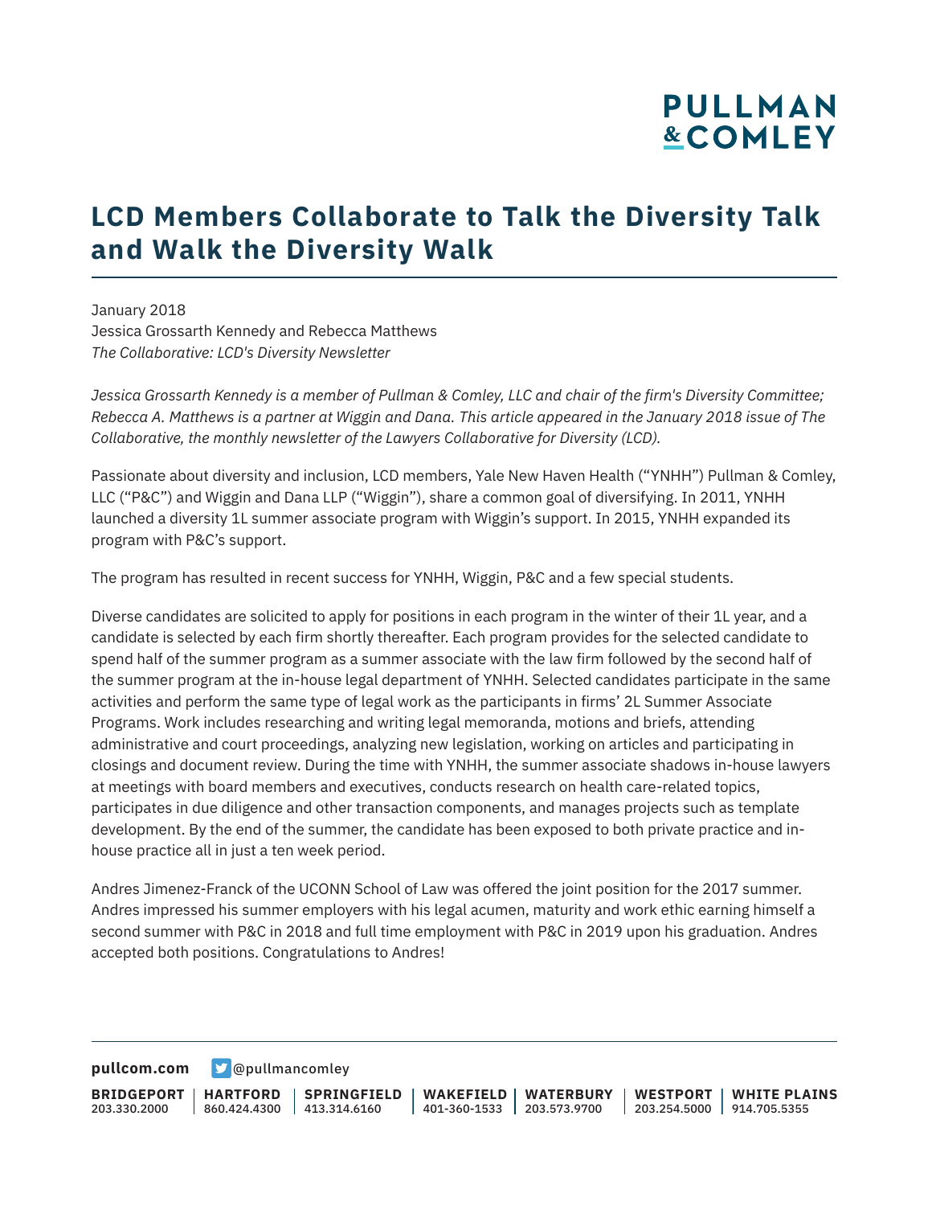# LCD Members Collaborate to Talk the Diversity Talk and Walk the Diversity Walk

January 2018
Jessica Grossarth Kennedy and Rebecca Matthews
*The Collaborative: LCD's Diversity Newsletter*

*Jessica Grossarth Kennedy is a member of Pullman & Comley, LLC and chair of the firm's Diversity Committee; Rebecca A. Matthews is a partner at Wiggin and Dana. This article appeared in the January 2018 issue of The Collaborative, the monthly newsletter of the Lawyers Collaborative for Diversity (LCD).*

Passionate about diversity and inclusion, LCD members, Yale New Haven Health ("YNHH") Pullman & Comley, LLC ("P&C") and Wiggin and Dana LLP ("Wiggin"), share a common goal of diversifying. In 2011, YNHH launched a diversity 1L summer associate program with Wiggin's support. In 2015, YNHH expanded its program with P&C's support.

The program has resulted in recent success for YNHH, Wiggin, P&C and a few special students.

Diverse candidates are solicited to apply for positions in each program in the winter of their 1L year, and a candidate is selected by each firm shortly thereafter. Each program provides for the selected candidate to spend half of the summer program as a summer associate with the law firm followed by the second half of the summer program at the in-house legal department of YNHH. Selected candidates participate in the same activities and perform the same type of legal work as the participants in firms' 2L Summer Associate Programs. Work includes researching and writing legal memoranda, motions and briefs, attending administrative and court proceedings, analyzing new legislation, working on articles and participating in closings and document review. During the time with YNHH, the summer associate shadows in-house lawyers at meetings with board members and executives, conducts research on health care-related topics, participates in due diligence and other transaction components, and manages projects such as template development. By the end of the summer, the candidate has been exposed to both private practice and in-house practice all in just a ten week period.

Andres Jimenez-Franck of the UCONN School of Law was offered the joint position for the 2017 summer. Andres impressed his summer employers with his legal acumen, maturity and work ethic earning himself a second summer with P&C in 2018 and full time employment with P&C in 2019 upon his graduation. Andres accepted both positions. Congratulations to Andres!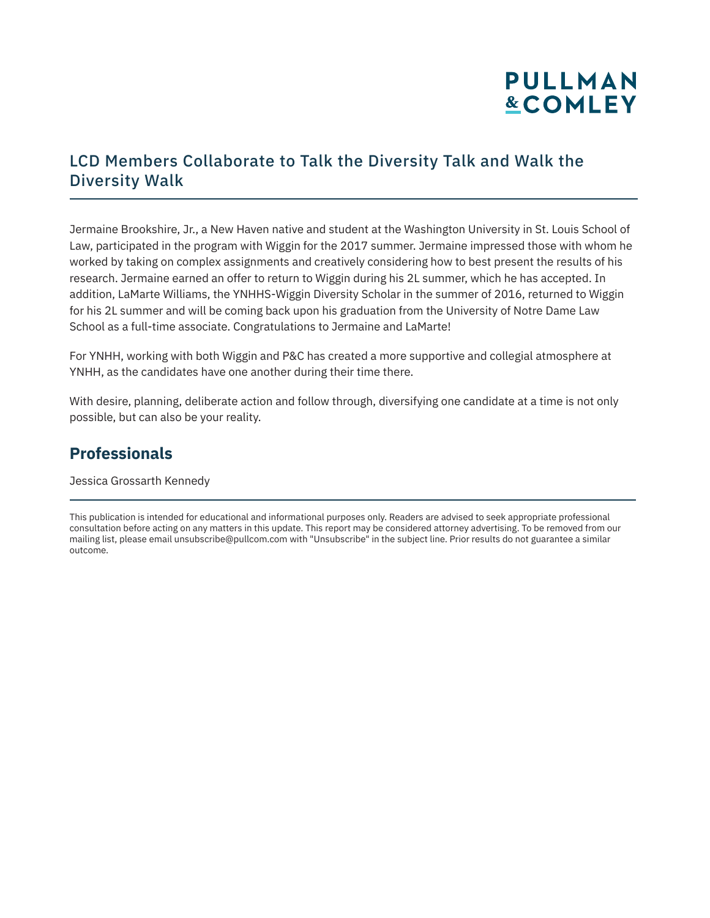## LCD Members Collaborate to Talk the Diversity Talk and Walk the Diversity Walk

Jermaine Brookshire, Jr., a New Haven native and student at the Washington University in St. Louis School of Law, participated in the program with Wiggin for the 2017 summer. Jermaine impressed those with whom he worked by taking on complex assignments and creatively considering how to best present the results of his research. Jermaine earned an offer to return to Wiggin during his 2L summer, which he has accepted. In addition, LaMarte Williams, the YNHHS-Wiggin Diversity Scholar in the summer of 2016, returned to Wiggin for his 2L summer and will be coming back upon his graduation from the University of Notre Dame Law School as a full-time associate. Congratulations to Jermaine and LaMarte!

For YNHH, working with both Wiggin and P&C has created a more supportive and collegial atmosphere at YNHH, as the candidates have one another during their time there.

With desire, planning, deliberate action and follow through, diversifying one candidate at a time is not only possible, but can also be your reality.

## Professionals

Jessica Grossarth Kennedy

This publication is intended for educational and informational purposes only. Readers are advised to seek appropriate professional consultation before acting on any matters in this update. This report may be considered attorney advertising. To be removed from our mailing list, please email unsubscribe@pullcom.com with "Unsubscribe" in the subject line. Prior results do not guarantee a similar outcome.